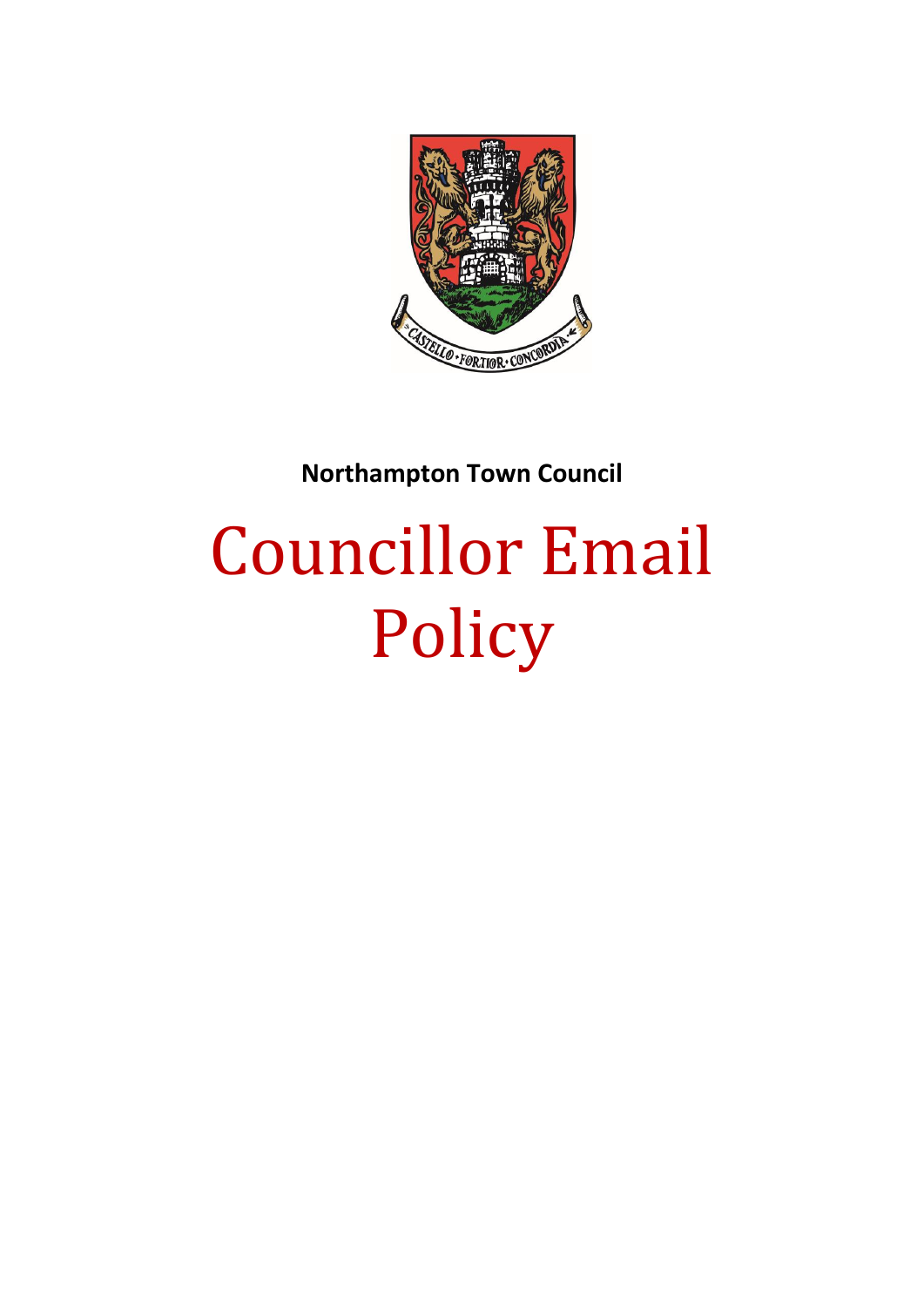**Northampton Town Council**

# Councillor Email Policy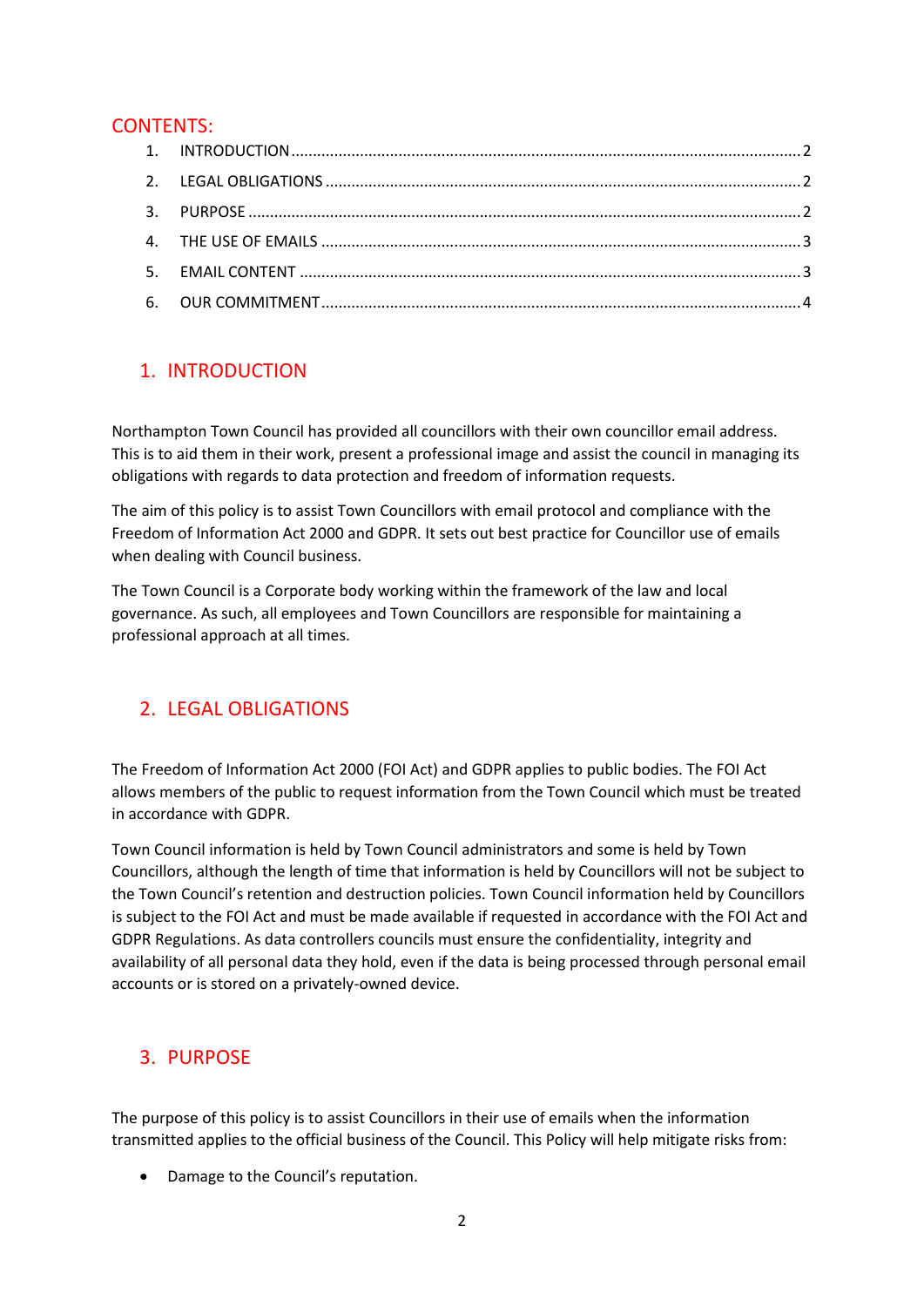## CONTENTS:

1. INTRODUCTION ..... 2
2. LEGAL OBLIGATIONS ..... 2
3. PURPOSE ..... 2
4. THE USE OF EMAILS ..... 3
5. EMAIL CONTENT ..... 3
6. OUR COMMITMENT ..... 4

## 1. INTRODUCTION

Northampton Town Council has provided all councillors with their own councillor email address. This is to aid them in their work, present a professional image and assist the council in managing its obligations with regards to data protection and freedom of information requests.

The aim of this policy is to assist Town Councillors with email protocol and compliance with the Freedom of Information Act 2000 and GDPR. It sets out best practice for Councillor use of emails when dealing with Council business.

The Town Council is a Corporate body working within the framework of the law and local governance. As such, all employees and Town Councillors are responsible for maintaining a professional approach at all times.

## 2. LEGAL OBLIGATIONS

The Freedom of Information Act 2000 (FOI Act) and GDPR applies to public bodies. The FOI Act allows members of the public to request information from the Town Council which must be treated in accordance with GDPR.

Town Council information is held by Town Council administrators and some is held by Town Councillors, although the length of time that information is held by Councillors will not be subject to the Town Council's retention and destruction policies. Town Council information held by Councillors is subject to the FOI Act and must be made available if requested in accordance with the FOI Act and GDPR Regulations. As data controllers councils must ensure the confidentiality, integrity and availability of all personal data they hold, even if the data is being processed through personal email accounts or is stored on a privately-owned device.

## 3. PURPOSE

The purpose of this policy is to assist Councillors in their use of emails when the information transmitted applies to the official business of the Council. This Policy will help mitigate risks from:

- Damage to the Council's reputation.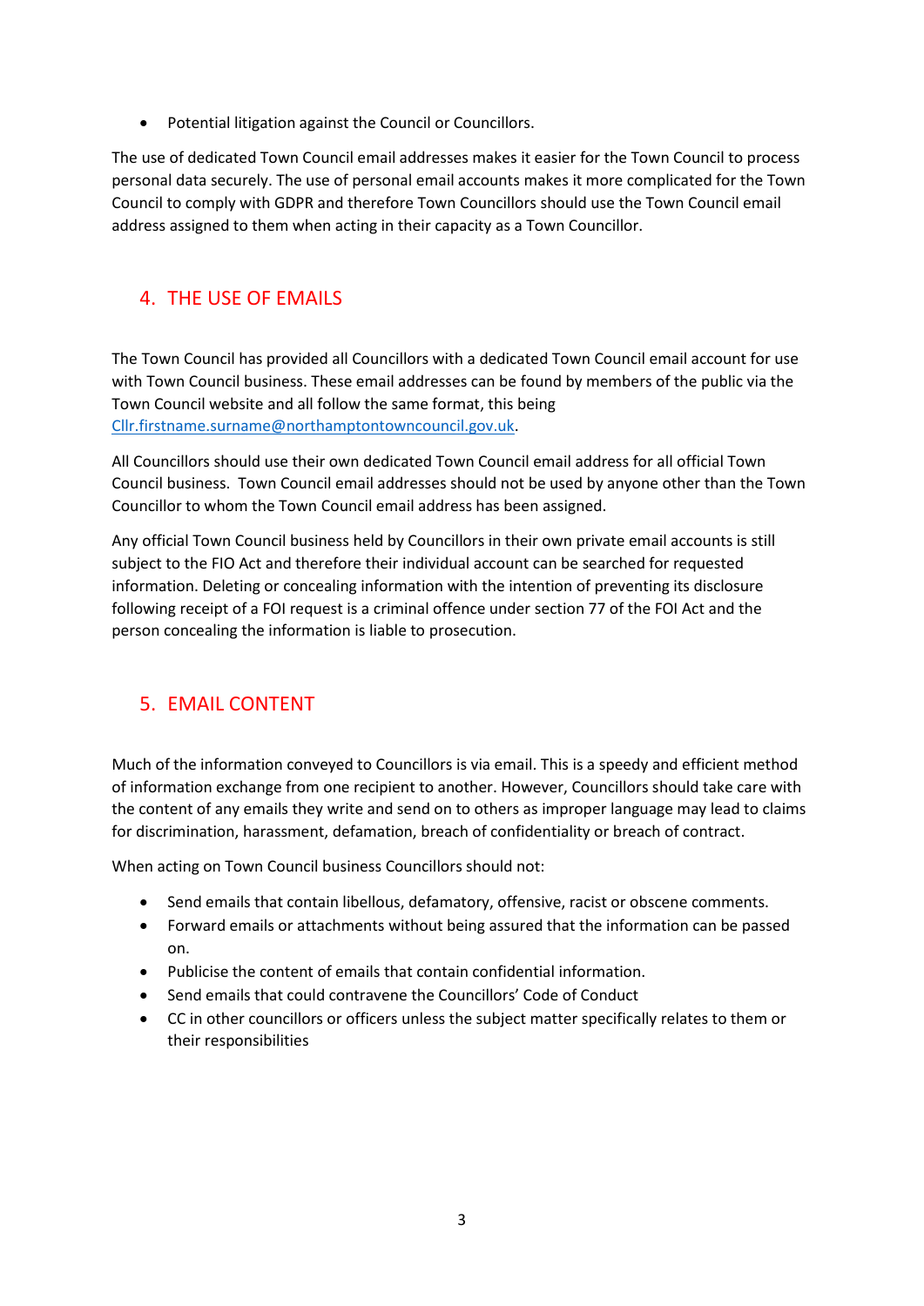- Potential litigation against the Council or Councillors.

The use of dedicated Town Council email addresses makes it easier for the Town Council to process personal data securely. The use of personal email accounts makes it more complicated for the Town Council to comply with GDPR and therefore Town Councillors should use the Town Council email address assigned to them when acting in their capacity as a Town Councillor.

## 4. THE USE OF EMAILS

The Town Council has provided all Councillors with a dedicated Town Council email account for use with Town Council business. These email addresses can be found by members of the public via the Town Council website and all follow the same format, this being Cllr.firstname.surname@northamptontowncouncil.gov.uk.

All Councillors should use their own dedicated Town Council email address for all official Town Council business. Town Council email addresses should not be used by anyone other than the Town Councillor to whom the Town Council email address has been assigned.

Any official Town Council business held by Councillors in their own private email accounts is still subject to the FIO Act and therefore their individual account can be searched for requested information. Deleting or concealing information with the intention of preventing its disclosure following receipt of a FOI request is a criminal offence under section 77 of the FOI Act and the person concealing the information is liable to prosecution.

## 5. EMAIL CONTENT

Much of the information conveyed to Councillors is via email. This is a speedy and efficient method of information exchange from one recipient to another. However, Councillors should take care with the content of any emails they write and send on to others as improper language may lead to claims for discrimination, harassment, defamation, breach of confidentiality or breach of contract.

When acting on Town Council business Councillors should not:

- Send emails that contain libellous, defamatory, offensive, racist or obscene comments.
- Forward emails or attachments without being assured that the information can be passed on.
- Publicise the content of emails that contain confidential information.
- Send emails that could contravene the Councillors' Code of Conduct
- CC in other councillors or officers unless the subject matter specifically relates to them or their responsibilities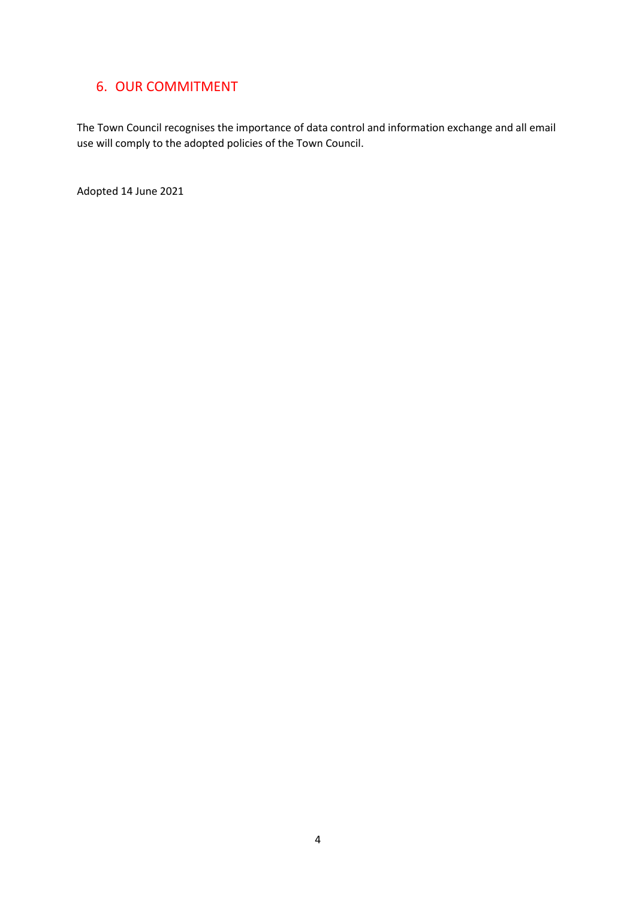## 6. OUR COMMITMENT

The Town Council recognises the importance of data control and information exchange and all email use will comply to the adopted policies of the Town Council.

Adopted 14 June 2021